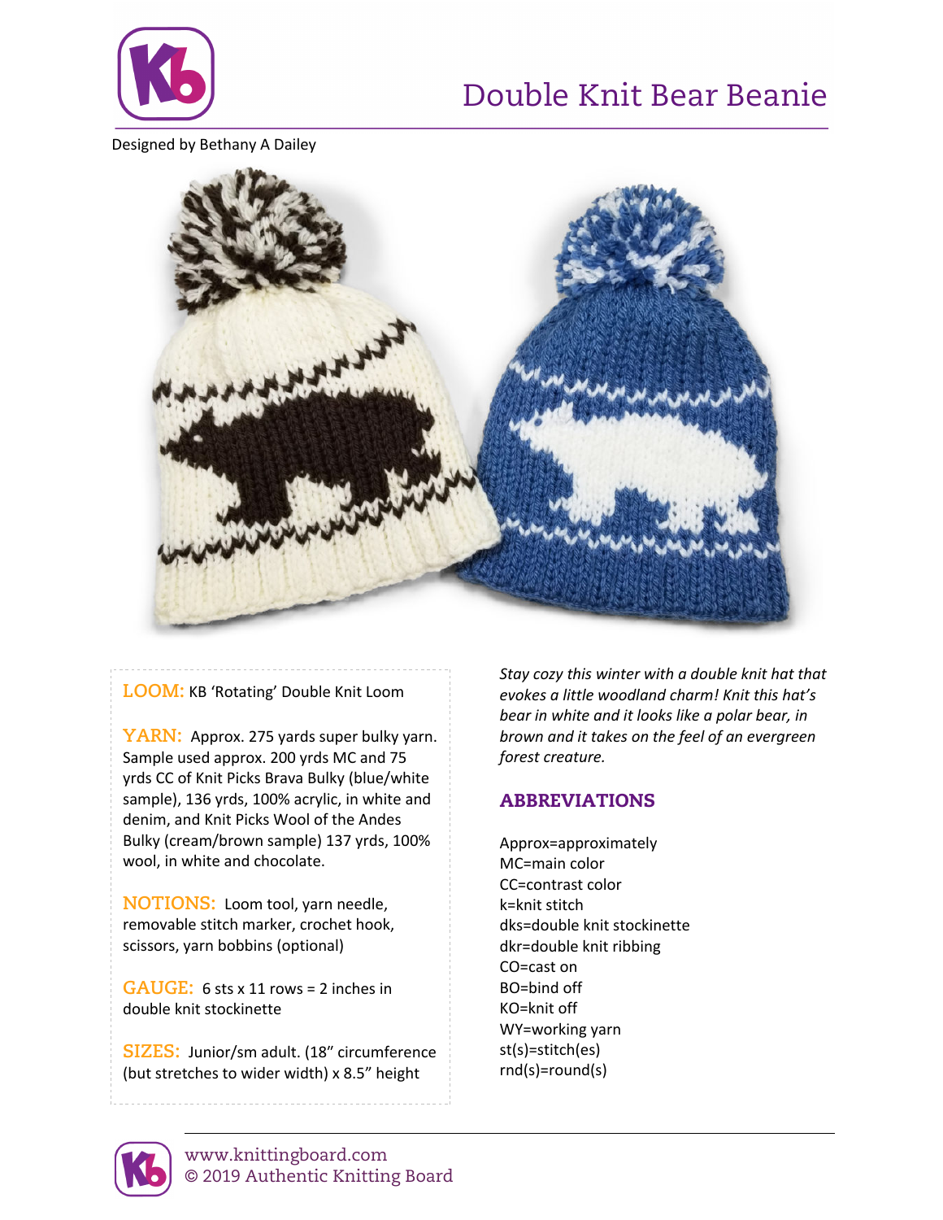# Double Knit Bear Beanie

Designed by Bethany A Dailey

**LOOM:** KB 'Rotating' Double Knit Loom

**YARN:** Approx. 275 yards super bulky yarn. Sample used approx. 200 yrds MC and 75 yrds CC of Knit Picks Brava Bulky (blue/white sample), 136 yrds, 100% acrylic, in white and denim, and Knit Picks Wool of the Andes Bulky (cream/brown sample) 137 yrds, 100% wool, in white and chocolate.

**NOTIONS:** Loom tool, yarn needle, removable stitch marker, crochet hook, scissors, yarn bobbins (optional)

**GAUGE:** 6 sts x 11 rows = 2 inches in double knit stockinette

**SIZES:** Junior/sm adult. (18" circumference (but stretches to wider width) x 8.5" height

*Stay cozy this winter with a double knit hat that evokes a little woodland charm! Knit this hat's bear in white and it looks like a polar bear, in brown and it takes on the feel of an evergreen forest creature.*

## ABBREVIATIONS

Approx=approximately
MC=main color
CC=contrast color
k=knit stitch
dks=double knit stockinette
dkr=double knit ribbing
CO=cast on
BO=bind off
KO=knit off
WY=working yarn
st(s)=stitch(es)
rnd(s)=round(s)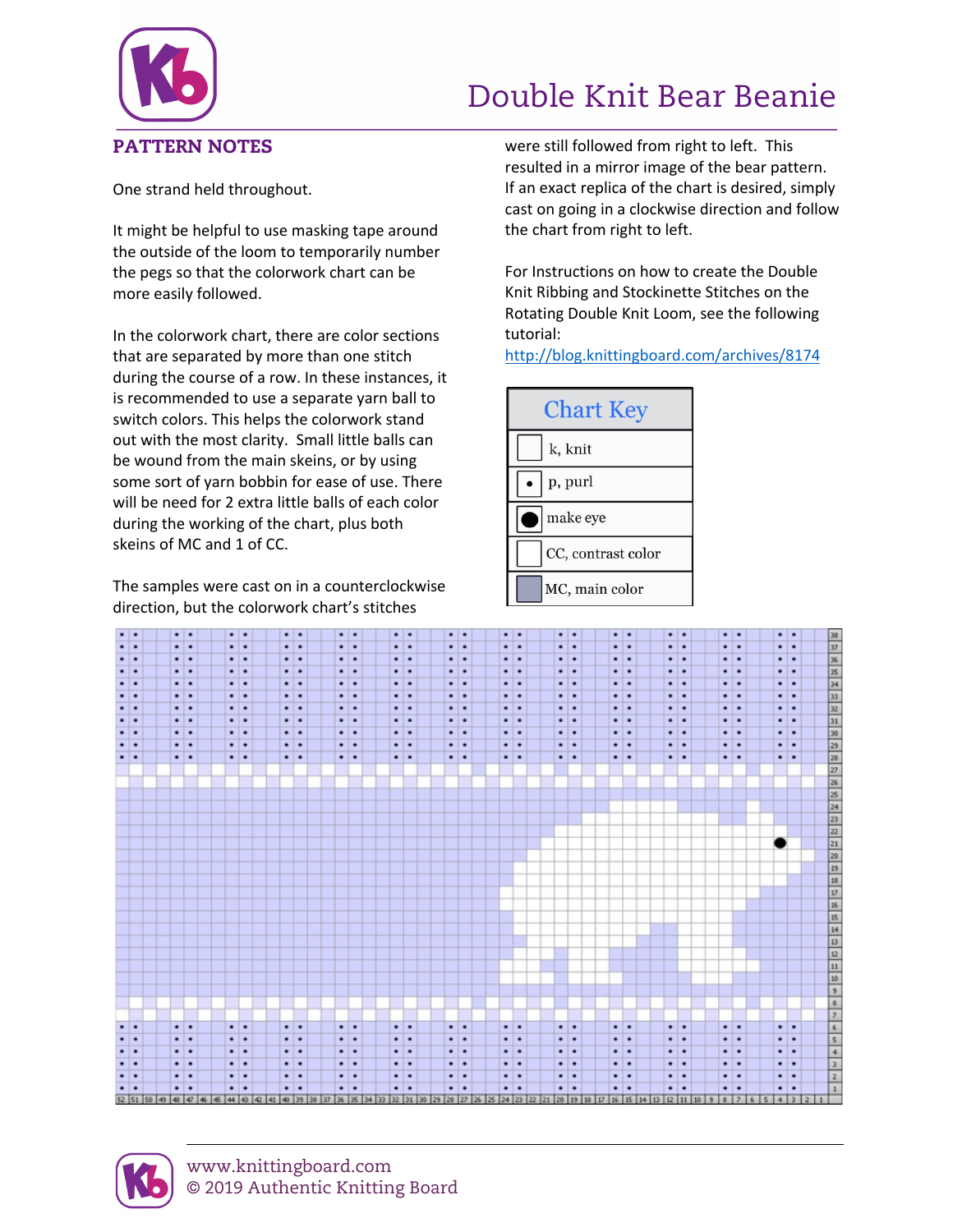# Double Knit Bear Beanie

## PATTERN NOTES

One strand held throughout.

It might be helpful to use masking tape around the outside of the loom to temporarily number the pegs so that the colorwork chart can be more easily followed.

In the colorwork chart, there are color sections that are separated by more than one stitch during the course of a row. In these instances, it is recommended to use a separate yarn ball to switch colors. This helps the colorwork stand out with the most clarity. Small little balls can be wound from the main skeins, or by using some sort of yarn bobbin for ease of use. There will be need for 2 extra little balls of each color during the working of the chart, plus both skeins of MC and 1 of CC.

The samples were cast on in a counterclockwise direction, but the colorwork chart's stitches were still followed from right to left. This resulted in a mirror image of the bear pattern. If an exact replica of the chart is desired, simply cast on going in a clockwise direction and follow the chart from right to left.

For Instructions on how to create the Double Knit Ribbing and Stockinette Stitches on the Rotating Double Knit Loom, see the following tutorial:
http://blog.knittingboard.com/archives/8174

| Chart Key | |
|---|---|
| (blank) | k, knit |
| • | p, purl |
| ● | make eye |
| (white) | CC, contrast color |
| (shaded) | MC, main color |

www.knittingboard.com
© 2019 Authentic Knitting Board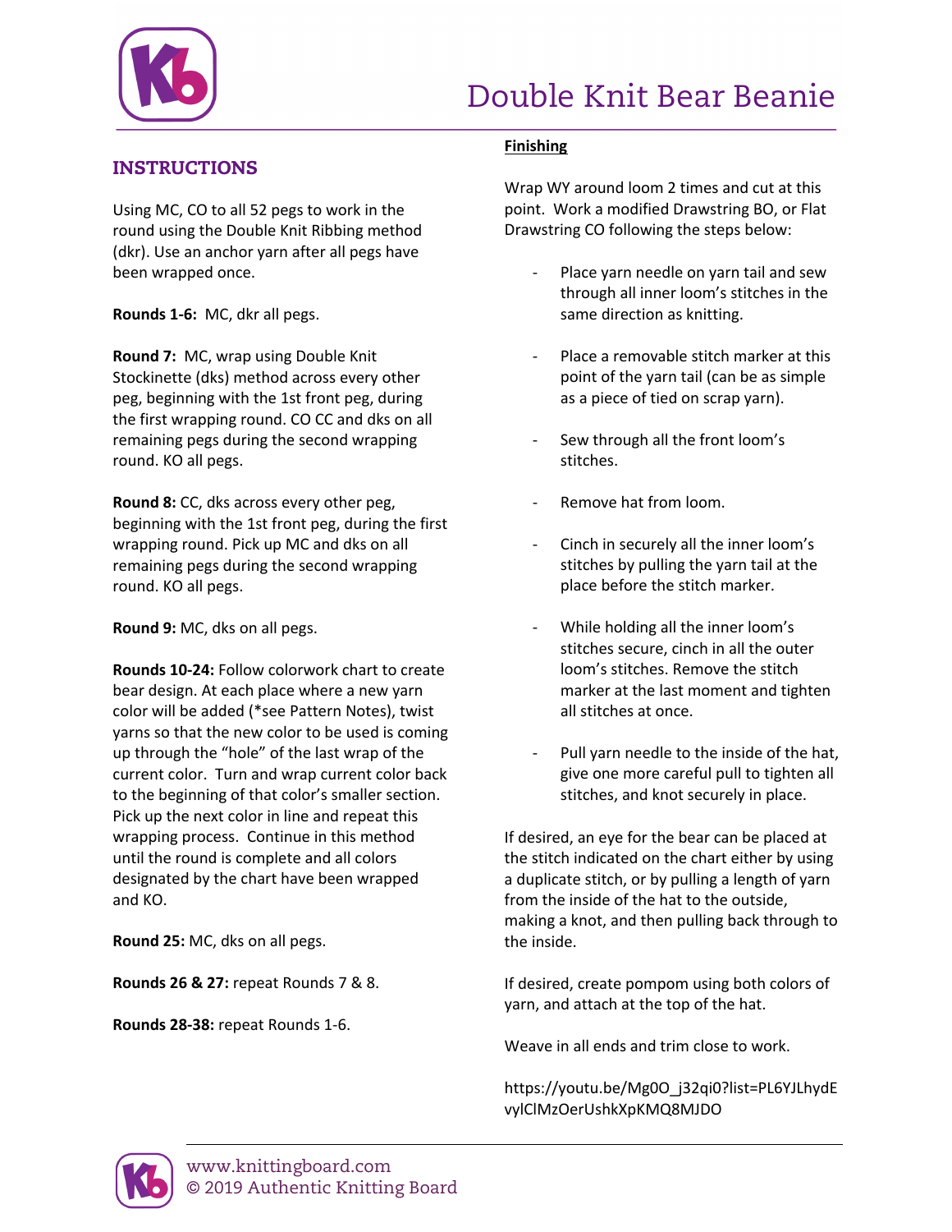## INSTRUCTIONS

Using MC, CO to all 52 pegs to work in the round using the Double Knit Ribbing method (dkr). Use an anchor yarn after all pegs have been wrapped once.

**Rounds 1-6:** MC, dkr all pegs.

**Round 7:** MC, wrap using Double Knit Stockinette (dks) method across every other peg, beginning with the 1st front peg, during the first wrapping round. CO CC and dks on all remaining pegs during the second wrapping round. KO all pegs.

**Round 8:** CC, dks across every other peg, beginning with the 1st front peg, during the first wrapping round. Pick up MC and dks on all remaining pegs during the second wrapping round. KO all pegs.

**Round 9:** MC, dks on all pegs.

**Rounds 10-24:** Follow colorwork chart to create bear design. At each place where a new yarn color will be added (*see Pattern Notes), twist yarns so that the new color to be used is coming up through the "hole" of the last wrap of the current color. Turn and wrap current color back to the beginning of that color's smaller section. Pick up the next color in line and repeat this wrapping process. Continue in this method until the round is complete and all colors designated by the chart have been wrapped and KO.

**Round 25:** MC, dks on all pegs.

**Rounds 26 & 27:** repeat Rounds 7 & 8.

**Rounds 28-38:** repeat Rounds 1-6.

**Finishing**

Wrap WY around loom 2 times and cut at this point. Work a modified Drawstring BO, or Flat Drawstring CO following the steps below:

- Place yarn needle on yarn tail and sew through all inner loom's stitches in the same direction as knitting.
- Place a removable stitch marker at this point of the yarn tail (can be as simple as a piece of tied on scrap yarn).
- Sew through all the front loom's stitches.
- Remove hat from loom.
- Cinch in securely all the inner loom's stitches by pulling the yarn tail at the place before the stitch marker.
- While holding all the inner loom's stitches secure, cinch in all the outer loom's stitches. Remove the stitch marker at the last moment and tighten all stitches at once.
- Pull yarn needle to the inside of the hat, give one more careful pull to tighten all stitches, and knot securely in place.

If desired, an eye for the bear can be placed at the stitch indicated on the chart either by using a duplicate stitch, or by pulling a length of yarn from the inside of the hat to the outside, making a knot, and then pulling back through to the inside.

If desired, create pompom using both colors of yarn, and attach at the top of the hat.

Weave in all ends and trim close to work.

https://youtu.be/Mg0O_j32qi0?list=PL6YJLhydEvylClMzOerUshkXpKMQ8MJDO